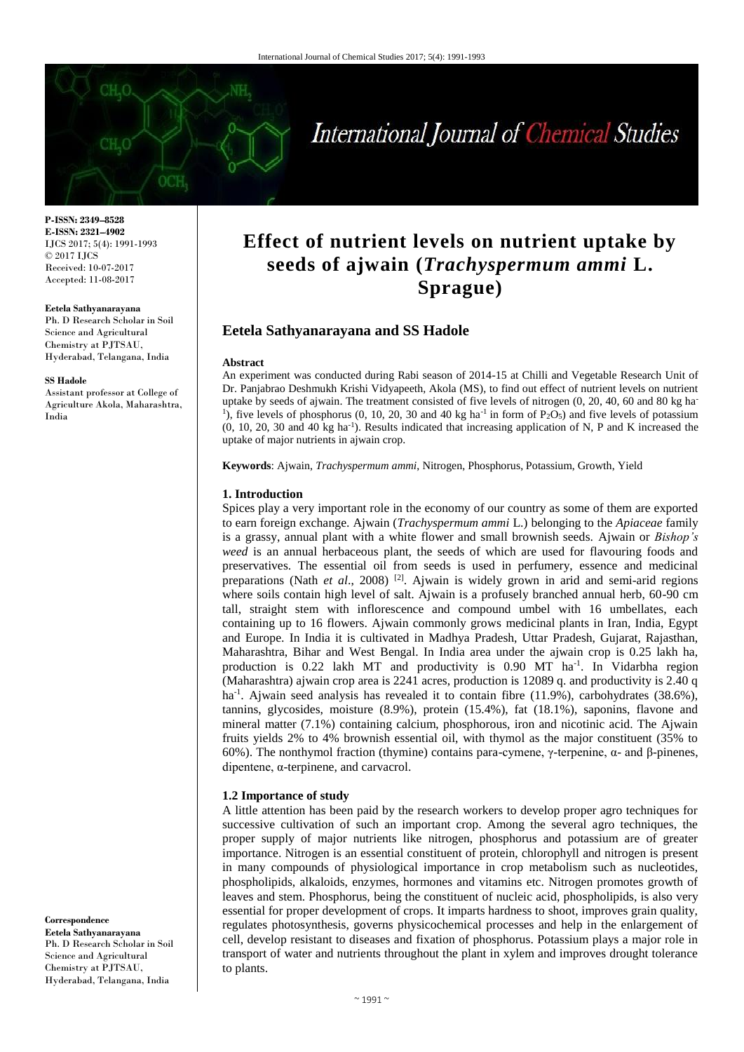**P-ISSN: 2349–8528**
**E-ISSN: 2321–4902**
IJCS 2017; 5(4): 1991-1993
© 2017 IJCS
Received: 10-07-2017
Accepted: 11-08-2017

**Eetela Sathyanarayana**
Ph. D Research Scholar in Soil Science and Agricultural Chemistry at PJTSAU, Hyderabad, Telangana, India

**SS Hadole**
Assistant professor at College of Agriculture Akola, Maharashtra, India

**Correspondence**
**Eetela Sathyanarayana**
Ph. D Research Scholar in Soil Science and Agricultural Chemistry at PJTSAU, Hyderabad, Telangana, India

# Effect of nutrient levels on nutrient uptake by seeds of ajwain (*Trachyspermum ammi* L. Sprague)

## Eetela Sathyanarayana and SS Hadole

### Abstract

An experiment was conducted during Rabi season of 2014-15 at Chilli and Vegetable Research Unit of Dr. Panjabrao Deshmukh Krishi Vidyapeeth, Akola (MS), to find out effect of nutrient levels on nutrient uptake by seeds of ajwain. The treatment consisted of five levels of nitrogen (0, 20, 40, 60 and 80 kg $ha^{-1}$), five levels of phosphorus (0, 10, 20, 30 and 40 kg $ha^{-1}$ in form of $P_2O_5$) and five levels of potassium (0, 10, 20, 30 and 40 kg $ha^{-1}$). Results indicated that increasing application of N, P and K increased the uptake of major nutrients in ajwain crop.

**Keywords**: Ajwain, *Trachyspermum ammi*, Nitrogen, Phosphorus, Potassium, Growth, Yield

### 1. Introduction

Spices play a very important role in the economy of our country as some of them are exported to earn foreign exchange. Ajwain (*Trachyspermum ammi* L.) belonging to the *Apiaceae* family is a grassy, annual plant with a white flower and small brownish seeds. Ajwain or *Bishop's weed* is an annual herbaceous plant, the seeds of which are used for flavouring foods and preservatives. The essential oil from seeds is used in perfumery, essence and medicinal preparations (Nath *et al*., 2008) [2]. Ajwain is widely grown in arid and semi-arid regions where soils contain high level of salt. Ajwain is a profusely branched annual herb, 60-90 cm tall, straight stem with inflorescence and compound umbel with 16 umbellates, each containing up to 16 flowers. Ajwain commonly grows medicinal plants in Iran, India, Egypt and Europe. In India it is cultivated in Madhya Pradesh, Uttar Pradesh, Gujarat, Rajasthan, Maharashtra, Bihar and West Bengal. In India area under the ajwain crop is 0.25 lakh ha, production is 0.22 lakh MT and productivity is 0.90 MT $ha^{-1}$. In Vidarbha region (Maharashtra) ajwain crop area is 2241 acres, production is 12089 q. and productivity is 2.40 q $ha^{-1}$. Ajwain seed analysis has revealed it to contain fibre (11.9%), carbohydrates (38.6%), tannins, glycosides, moisture (8.9%), protein (15.4%), fat (18.1%), saponins, flavone and mineral matter (7.1%) containing calcium, phosphorous, iron and nicotinic acid. The Ajwain fruits yields 2% to 4% brownish essential oil, with thymol as the major constituent (35% to 60%). The nonthymol fraction (thymine) contains para-cymene, γ-terpenine, α- and β-pinenes, dipentene, α-terpinene, and carvacrol.

#### 1.2 Importance of study

A little attention has been paid by the research workers to develop proper agro techniques for successive cultivation of such an important crop. Among the several agro techniques, the proper supply of major nutrients like nitrogen, phosphorus and potassium are of greater importance. Nitrogen is an essential constituent of protein, chlorophyll and nitrogen is present in many compounds of physiological importance in crop metabolism such as nucleotides, phospholipids, alkaloids, enzymes, hormones and vitamins etc. Nitrogen promotes growth of leaves and stem. Phosphorus, being the constituent of nucleic acid, phospholipids, is also very essential for proper development of crops. It imparts hardness to shoot, improves grain quality, regulates photosynthesis, governs physicochemical processes and help in the enlargement of cell, develop resistant to diseases and fixation of phosphorus. Potassium plays a major role in transport of water and nutrients throughout the plant in xylem and improves drought tolerance to plants.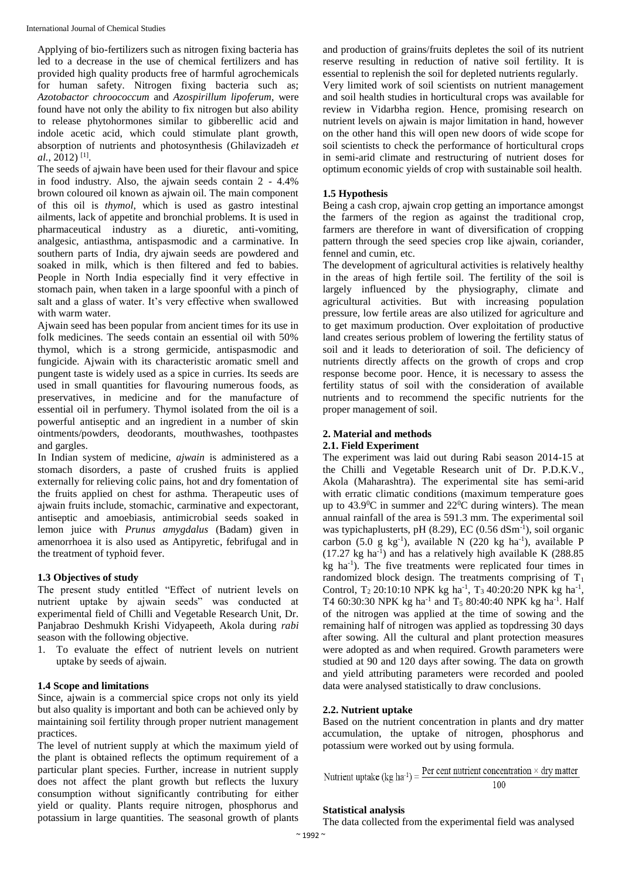Applying of bio-fertilizers such as nitrogen fixing bacteria has led to a decrease in the use of chemical fertilizers and has provided high quality products free of harmful agrochemicals for human safety. Nitrogen fixing bacteria such as; *Azotobactor chroococcum* and *Azospirillum lipoferum*, were found have not only the ability to fix nitrogen but also ability to release phytohormones similar to gibberellic acid and indole acetic acid, which could stimulate plant growth, absorption of nutrients and photosynthesis (Ghilavizadeh *et al.*, 2012) [1].

The seeds of ajwain have been used for their flavour and spice in food industry. Also, the ajwain seeds contain 2 - 4.4% brown coloured oil known as ajwain oil. The main component of this oil is *thymol*, which is used as gastro intestinal ailments, lack of appetite and bronchial problems. It is used in pharmaceutical industry as a diuretic, anti-vomiting, analgesic, antiasthma, antispasmodic and a carminative. In southern parts of India, dry ajwain seeds are powdered and soaked in milk, which is then filtered and fed to babies. People in North India especially find it very effective in stomach pain, when taken in a large spoonful with a pinch of salt and a glass of water. It's very effective when swallowed with warm water.

Ajwain seed has been popular from ancient times for its use in folk medicines. The seeds contain an essential oil with 50% thymol, which is a strong germicide, antispasmodic and fungicide. Ajwain with its characteristic aromatic smell and pungent taste is widely used as a spice in curries. Its seeds are used in small quantities for flavouring numerous foods, as preservatives, in medicine and for the manufacture of essential oil in perfumery. Thymol isolated from the oil is a powerful antiseptic and an ingredient in a number of skin ointments/powders, deodorants, mouthwashes, toothpastes and gargles.

In Indian system of medicine, *ajwain* is administered as a stomach disorders, a paste of crushed fruits is applied externally for relieving colic pains, hot and dry fomentation of the fruits applied on chest for asthma. Therapeutic uses of ajwain fruits include, stomachic, carminative and expectorant, antiseptic and amoebiasis, antimicrobial seeds soaked in lemon juice with *Prunus amygdalus* (Badam) given in amenorrhoea it is also used as Antipyretic, febrifugal and in the treatment of typhoid fever.

### 1.3 Objectives of study

The present study entitled "Effect of nutrient levels on nutrient uptake by ajwain seeds" was conducted at experimental field of Chilli and Vegetable Research Unit, Dr. Panjabrao Deshmukh Krishi Vidyapeeth, Akola during *rabi* season with the following objective.

1. To evaluate the effect of nutrient levels on nutrient uptake by seeds of ajwain.

### 1.4 Scope and limitations

Since, ajwain is a commercial spice crops not only its yield but also quality is important and both can be achieved only by maintaining soil fertility through proper nutrient management practices.

The level of nutrient supply at which the maximum yield of the plant is obtained reflects the optimum requirement of a particular plant species. Further, increase in nutrient supply does not affect the plant growth but reflects the luxury consumption without significantly contributing for either yield or quality. Plants require nitrogen, phosphorus and potassium in large quantities. The seasonal growth of plants and production of grains/fruits depletes the soil of its nutrient reserve resulting in reduction of native soil fertility. It is essential to replenish the soil for depleted nutrients regularly.

Very limited work of soil scientists on nutrient management and soil health studies in horticultural crops was available for review in Vidarbha region. Hence, promising research on nutrient levels on ajwain is major limitation in hand, however on the other hand this will open new doors of wide scope for soil scientists to check the performance of horticultural crops in semi-arid climate and restructuring of nutrient doses for optimum economic yields of crop with sustainable soil health.

### 1.5 Hypothesis

Being a cash crop, ajwain crop getting an importance amongst the farmers of the region as against the traditional crop, farmers are therefore in want of diversification of cropping pattern through the seed species crop like ajwain, coriander, fennel and cumin, etc.

The development of agricultural activities is relatively healthy in the areas of high fertile soil. The fertility of the soil is largely influenced by the physiography, climate and agricultural activities. But with increasing population pressure, low fertile areas are also utilized for agriculture and to get maximum production. Over exploitation of productive land creates serious problem of lowering the fertility status of soil and it leads to deterioration of soil. The deficiency of nutrients directly affects on the growth of crops and crop response become poor. Hence, it is necessary to assess the fertility status of soil with the consideration of available nutrients and to recommend the specific nutrients for the proper management of soil.

## 2. Material and methods

### 2.1. Field Experiment

The experiment was laid out during Rabi season 2014-15 at the Chilli and Vegetable Research unit of Dr. P.D.K.V., Akola (Maharashtra). The experimental site has semi-arid with erratic climatic conditions (maximum temperature goes up to $43.9^{0}$C in summer and $22^{0}$C during winters). The mean annual rainfall of the area is 591.3 mm. The experimental soil was typichaplusterts, pH (8.29), EC (0.56 $dSm^{-1}$), soil organic carbon (5.0 g $kg^{-1}$), available N (220 kg $ha^{-1}$), available P (17.27 kg $ha^{-1}$) and has a relatively high available K (288.85 kg $ha^{-1}$). The five treatments were replicated four times in randomized block design. The treatments comprising of $T_1$ Control, $T_2$ 20:10:10 NPK kg $ha^{-1}$, $T_3$ 40:20:20 NPK kg $ha^{-1}$, T4 60:30:30 NPK kg $ha^{-1}$ and $T_5$ 80:40:40 NPK kg $ha^{-1}$. Half of the nitrogen was applied at the time of sowing and the remaining half of nitrogen was applied as topdressing 30 days after sowing. All the cultural and plant protection measures were adopted as and when required. Growth parameters were studied at 90 and 120 days after sowing. The data on growth and yield attributing parameters were recorded and pooled data were analysed statistically to draw conclusions.

### 2.2. Nutrient uptake

Based on the nutrient concentration in plants and dry matter accumulation, the uptake of nitrogen, phosphorus and potassium were worked out by using formula.

$$\text{Nutrient uptake (kg ha}^{-1}\text{)} = \frac{\text{Per cent nutrient concentration} \times \text{dry matter}}{100}$$

### Statistical analysis

The data collected from the experimental field was analysed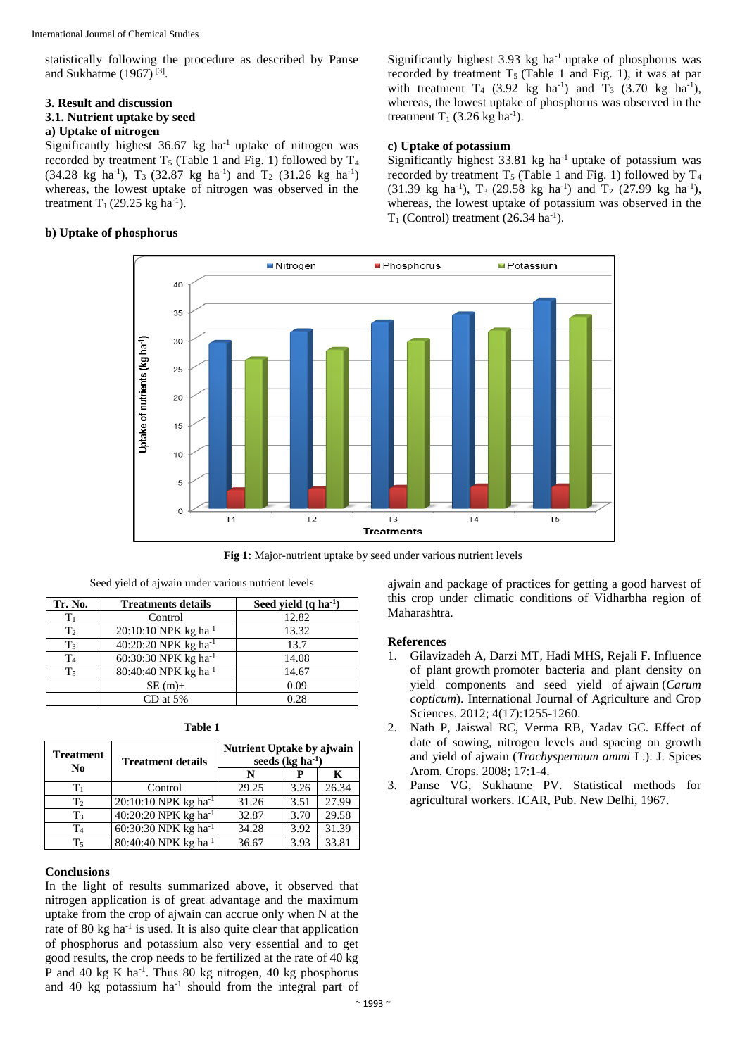statistically following the procedure as described by Panse and Sukhatme (1967) [3].

## 3. Result and discussion

### 3.1. Nutrient uptake by seed

#### a) Uptake of nitrogen

Significantly highest 36.67 kg ha$^{-1}$ uptake of nitrogen was recorded by treatment $T_5$ (Table 1 and Fig. 1) followed by $T_4$ (34.28 kg ha$^{-1}$), $T_3$ (32.87 kg ha$^{-1}$) and $T_2$ (31.26 kg ha$^{-1}$) whereas, the lowest uptake of nitrogen was observed in the treatment $T_1$ (29.25 kg ha$^{-1}$).

#### b) Uptake of phosphorus

Significantly highest 3.93 kg ha$^{-1}$ uptake of phosphorus was recorded by treatment $T_5$ (Table 1 and Fig. 1), it was at par with treatment $T_4$ (3.92 kg ha$^{-1}$) and $T_3$ (3.70 kg ha$^{-1}$), whereas, the lowest uptake of phosphorus was observed in the treatment $T_1$ (3.26 kg ha$^{-1}$).

#### c) Uptake of potassium

Significantly highest 33.81 kg ha$^{-1}$ uptake of potassium was recorded by treatment $T_5$ (Table 1 and Fig. 1) followed by $T_4$ (31.39 kg ha$^{-1}$), $T_3$ (29.58 kg ha$^{-1}$) and $T_2$ (27.99 kg ha$^{-1}$), whereas, the lowest uptake of potassium was observed in the $T_1$ (Control) treatment (26.34 ha$^{-1}$).

Nitrogen
Phosphorus
Potassium

Uptake of nutrients (kg ha-1)

0
5
10
15
20
25
30
35
40

T1
T2
T3
T4
T5

Treatments

**Fig 1:** Major-nutrient uptake by seed under various nutrient levels

Seed yield of ajwain under various nutrient levels

| Tr. No. | Treatments details | Seed yield (q ha$^{-1}$) |
|---|---|---|
| $T_1$ | Control | 12.82 |
| $T_2$ | 20:10:10 NPK kg ha$^{-1}$ | 13.32 |
| $T_3$ | 40:20:20 NPK kg ha$^{-1}$ | 13.7 |
| $T_4$ | 60:30:30 NPK kg ha$^{-1}$ | 14.08 |
| $T_5$ | 80:40:40 NPK kg ha$^{-1}$ | 14.67 |
| | SE (m)± | 0.09 |
| | CD at 5% | 0.28 |

**Table 1**

| Treatment No | Treatment details | Nutrient Uptake by ajwain seeds (kg ha$^{-1}$) | | |
|---|---|---|---|---|
| | | N | P | K |
| $T_1$ | Control | 29.25 | 3.26 | 26.34 |
| $T_2$ | 20:10:10 NPK kg ha$^{-1}$ | 31.26 | 3.51 | 27.99 |
| $T_3$ | 40:20:20 NPK kg ha$^{-1}$ | 32.87 | 3.70 | 29.58 |
| $T_4$ | 60:30:30 NPK kg ha$^{-1}$ | 34.28 | 3.92 | 31.39 |
| $T_5$ | 80:40:40 NPK kg ha$^{-1}$ | 36.67 | 3.93 | 33.81 |

## Conclusions

In the light of results summarized above, it observed that nitrogen application is of great advantage and the maximum uptake from the crop of ajwain can accrue only when N at the rate of 80 kg ha$^{-1}$ is used. It is also quite clear that application of phosphorus and potassium also very essential and to get good results, the crop needs to be fertilized at the rate of 40 kg P and 40 kg K ha$^{-1}$. Thus 80 kg nitrogen, 40 kg phosphorus and 40 kg potassium ha$^{-1}$ should from the integral part of ajwain and package of practices for getting a good harvest of this crop under climatic conditions of Vidharbha region of Maharashtra.

## References

1. Gilavizadeh A, Darzi MT, Hadi MHS, Rejali F. Influence of plant growth promoter bacteria and plant density on yield components and seed yield of ajwain (*Carum copticum*). International Journal of Agriculture and Crop Sciences. 2012; 4(17):1255-1260.
2. Nath P, Jaiswal RC, Verma RB, Yadav GC. Effect of date of sowing, nitrogen levels and spacing on growth and yield of ajwain (*Trachyspermum ammi* L.). J. Spices Arom. Crops. 2008; 17:1-4.
3. Panse VG, Sukhatme PV. Statistical methods for agricultural workers. ICAR, Pub. New Delhi, 1967.